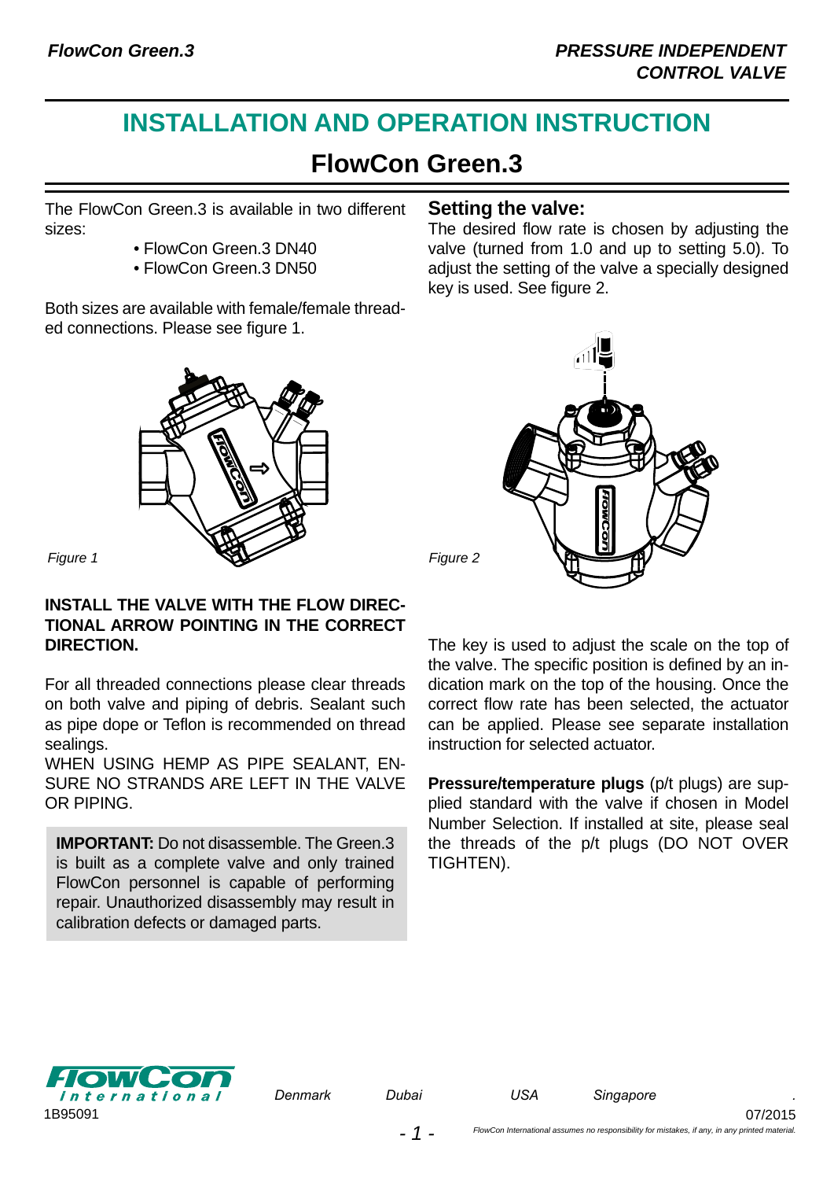# INSTALLATION AND OPERATION INSTRUCTION

## FlowCon Green.3

The FlowCon Green.3 is available in two different sizes:

- FlowCon Green.3 DN40
- FlowCon Green.3 DN50

Both sizes are available with female/female threaded connections. Please see figure 1.

*Figure 1*

**INSTALL THE VALVE WITH THE FLOW DIRECTIONAL ARROW POINTING IN THE CORRECT DIRECTION.**

For all threaded connections please clear threads on both valve and piping of debris. Sealant such as pipe dope or Teflon is recommended on thread sealings.

WHEN USING HEMP AS PIPE SEALANT, ENSURE NO STRANDS ARE LEFT IN THE VALVE OR PIPING.

**IMPORTANT:** Do not disassemble. The Green.3 is built as a complete valve and only trained FlowCon personnel is capable of performing repair. Unauthorized disassembly may result in calibration defects or damaged parts.

### Setting the valve:

The desired flow rate is chosen by adjusting the valve (turned from 1.0 and up to setting 5.0). To adjust the setting of the valve a specially designed key is used. See figure 2.

*Figure 2*

The key is used to adjust the scale on the top of the valve. The specific position is defined by an indication mark on the top of the housing. Once the correct flow rate has been selected, the actuator can be applied. Please see separate installation instruction for selected actuator.

**Pressure/temperature plugs** (p/t plugs) are supplied standard with the valve if chosen in Model Number Selection. If installed at site, please seal the threads of the p/t plugs (DO NOT OVER TIGHTEN).

1B95091 &nbsp; Denmark &nbsp; Dubai &nbsp; USA &nbsp; Singapore &nbsp; 07/2015

*FlowCon International assumes no responsibility for mistakes, if any, in any printed material.*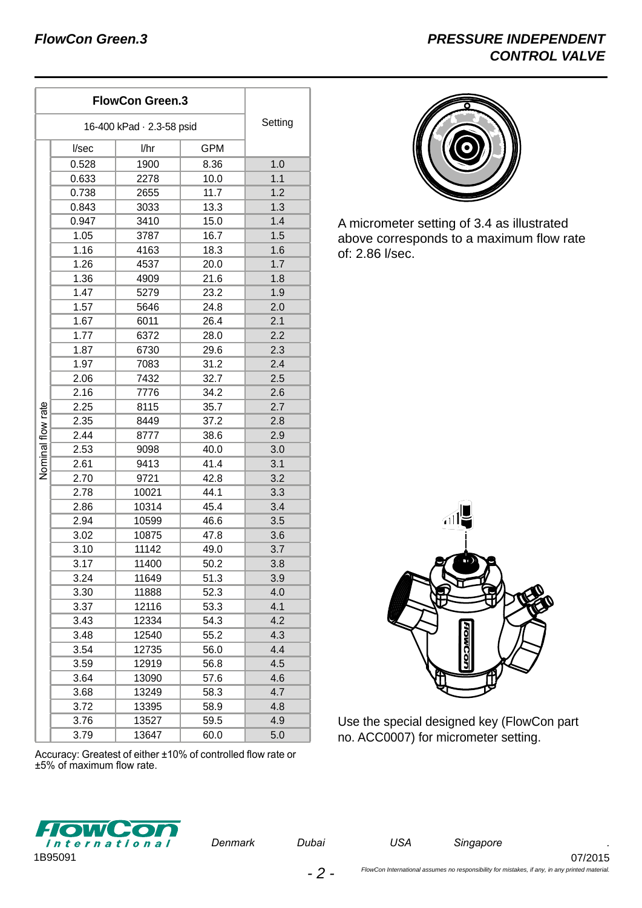| Nominal flow rate | FlowCon Green.3 | | | Setting |
|---|---|---|---|---|
| | 16-400 kPad · 2.3-58 psid | | | |
| | l/sec | l/hr | GPM | |
| | 0.528 | 1900 | 8.36 | 1.0 |
| | 0.633 | 2278 | 10.0 | 1.1 |
| | 0.738 | 2655 | 11.7 | 1.2 |
| | 0.843 | 3033 | 13.3 | 1.3 |
| | 0.947 | 3410 | 15.0 | 1.4 |
| | 1.05 | 3787 | 16.7 | 1.5 |
| | 1.16 | 4163 | 18.3 | 1.6 |
| | 1.26 | 4537 | 20.0 | 1.7 |
| | 1.36 | 4909 | 21.6 | 1.8 |
| | 1.47 | 5279 | 23.2 | 1.9 |
| | 1.57 | 5646 | 24.8 | 2.0 |
| | 1.67 | 6011 | 26.4 | 2.1 |
| | 1.77 | 6372 | 28.0 | 2.2 |
| | 1.87 | 6730 | 29.6 | 2.3 |
| | 1.97 | 7083 | 31.2 | 2.4 |
| | 2.06 | 7432 | 32.7 | 2.5 |
| | 2.16 | 7776 | 34.2 | 2.6 |
| | 2.25 | 8115 | 35.7 | 2.7 |
| | 2.35 | 8449 | 37.2 | 2.8 |
| | 2.44 | 8777 | 38.6 | 2.9 |
| | 2.53 | 9098 | 40.0 | 3.0 |
| | 2.61 | 9413 | 41.4 | 3.1 |
| | 2.70 | 9721 | 42.8 | 3.2 |
| | 2.78 | 10021 | 44.1 | 3.3 |
| | 2.86 | 10314 | 45.4 | 3.4 |
| | 2.94 | 10599 | 46.6 | 3.5 |
| | 3.02 | 10875 | 47.8 | 3.6 |
| | 3.10 | 11142 | 49.0 | 3.7 |
| | 3.17 | 11400 | 50.2 | 3.8 |
| | 3.24 | 11649 | 51.3 | 3.9 |
| | 3.30 | 11888 | 52.3 | 4.0 |
| | 3.37 | 12116 | 53.3 | 4.1 |
| | 3.43 | 12334 | 54.3 | 4.2 |
| | 3.48 | 12540 | 55.2 | 4.3 |
| | 3.54 | 12735 | 56.0 | 4.4 |
| | 3.59 | 12919 | 56.8 | 4.5 |
| | 3.64 | 13090 | 57.6 | 4.6 |
| | 3.68 | 13249 | 58.3 | 4.7 |
| | 3.72 | 13395 | 58.9 | 4.8 |
| | 3.76 | 13527 | 59.5 | 4.9 |
| | 3.79 | 13647 | 60.0 | 5.0 |

Accuracy: Greatest of either ±10% of controlled flow rate or ±5% of maximum flow rate.

A micrometer setting of 3.4 as illustrated above corresponds to a maximum flow rate of: 2.86 l/sec.

Use the special designed key (FlowCon part no. ACC0007) for micrometer setting.

1B95091

Denmark Dubai USA Singapore

07/2015

*FlowCon International assumes no responsibility for mistakes, if any, in any printed material.*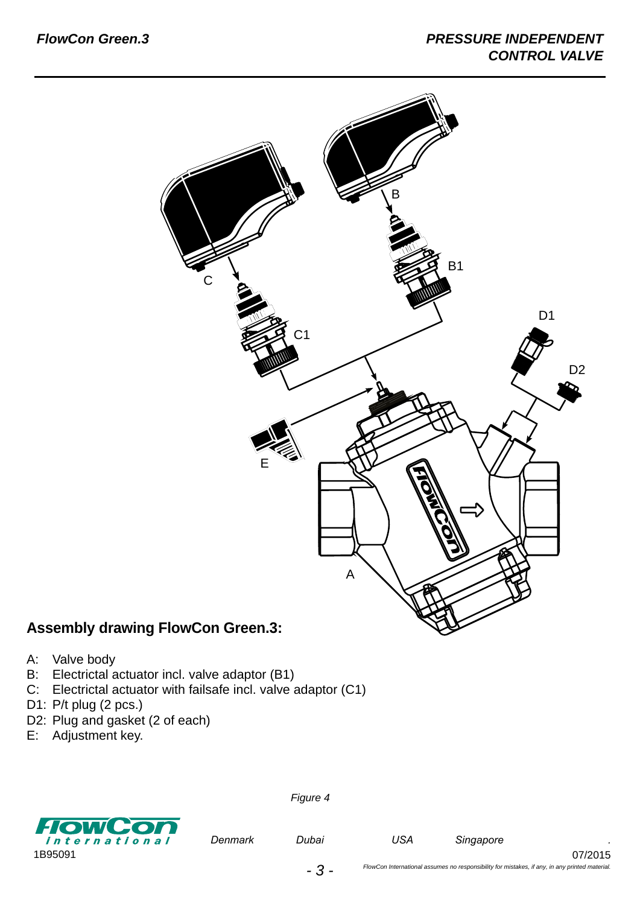## Assembly drawing FlowCon Green.3:

- A: Valve body
- B: Electrictal actuator incl. valve adaptor (B1)
- C: Electrictal actuator with failsafe incl. valve adaptor (C1)
- D1: P/t plug (2 pcs.)
- D2: Plug and gasket (2 of each)
- E: Adjustment key.

*Figure 4*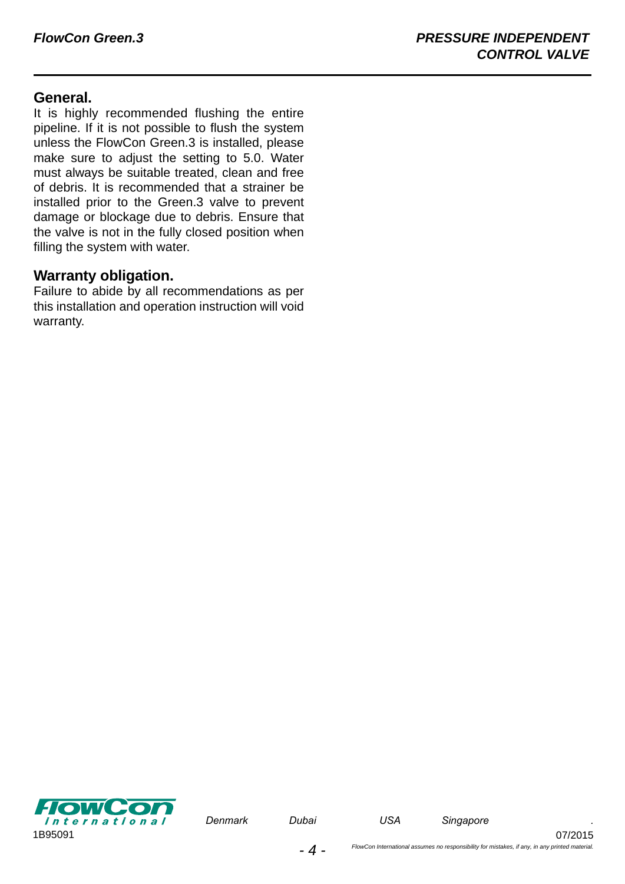## General.

It is highly recommended flushing the entire pipeline. If it is not possible to flush the system unless the FlowCon Green.3 is installed, please make sure to adjust the setting to 5.0. Water must always be suitable treated, clean and free of debris. It is recommended that a strainer be installed prior to the Green.3 valve to prevent damage or blockage due to debris. Ensure that the valve is not in the fully closed position when filling the system with water.

## Warranty obligation.

Failure to abide by all recommendations as per this installation and operation instruction will void warranty.